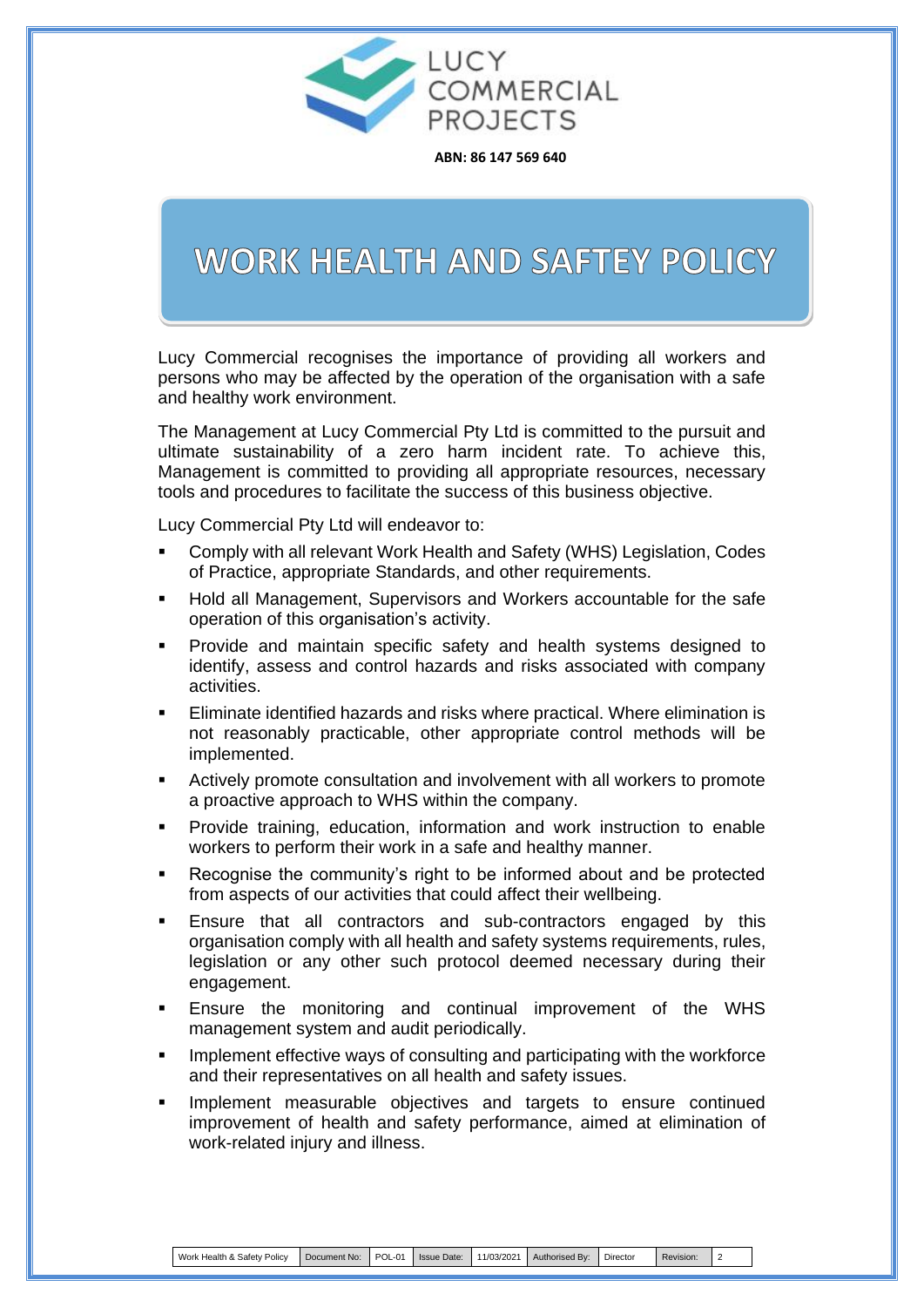LUCY COMMERCIAL PROJECTS

**ABN: 86 147 569 640**

# WORK HEALTH AND SAFTEY POLICY

Lucy Commercial recognises the importance of providing all workers and persons who may be affected by the operation of the organisation with a safe and healthy work environment.

The Management at Lucy Commercial Pty Ltd is committed to the pursuit and ultimate sustainability of a zero harm incident rate. To achieve this, Management is committed to providing all appropriate resources, necessary tools and procedures to facilitate the success of this business objective.

Lucy Commercial Pty Ltd will endeavor to:

- Comply with all relevant Work Health and Safety (WHS) Legislation, Codes of Practice, appropriate Standards, and other requirements.
- Hold all Management, Supervisors and Workers accountable for the safe operation of this organisation's activity.
- Provide and maintain specific safety and health systems designed to identify, assess and control hazards and risks associated with company activities.
- Eliminate identified hazards and risks where practical. Where elimination is not reasonably practicable, other appropriate control methods will be implemented.
- Actively promote consultation and involvement with all workers to promote a proactive approach to WHS within the company.
- Provide training, education, information and work instruction to enable workers to perform their work in a safe and healthy manner.
- Recognise the community's right to be informed about and be protected from aspects of our activities that could affect their wellbeing.
- Ensure that all contractors and sub-contractors engaged by this organisation comply with all health and safety systems requirements, rules, legislation or any other such protocol deemed necessary during their engagement.
- Ensure the monitoring and continual improvement of the WHS management system and audit periodically.
- Implement effective ways of consulting and participating with the workforce and their representatives on all health and safety issues.
- Implement measurable objectives and targets to ensure continued improvement of health and safety performance, aimed at elimination of work-related injury and illness.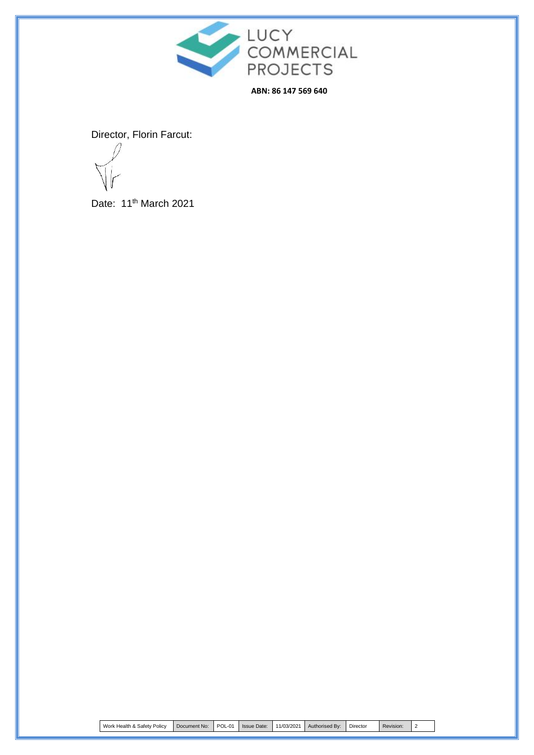LUCY COMMERCIAL PROJECTS

**ABN: 86 147 569 640**

Director, Florin Farcut:

Date: 11th March 2021

| | | | | | | | | | |
|---|---|---|---|---|---|---|---|---|---|
| Work Health & Safety Policy | Document No: | POL-01 | Issue Date: | 11/03/2021 | Authorised By: | Director | Revision: | 2 |